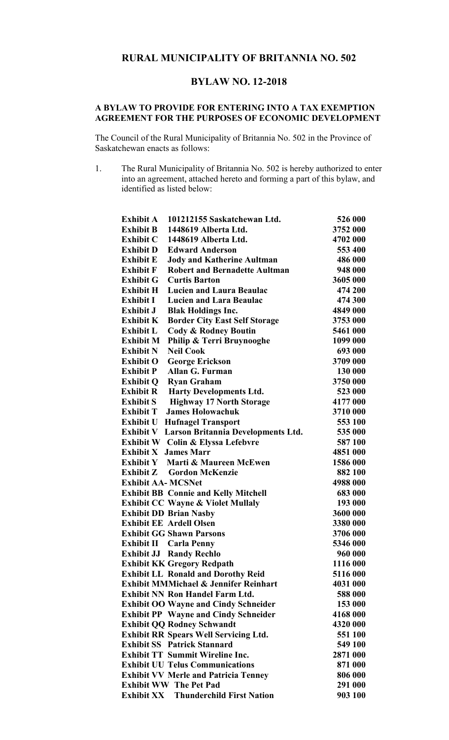# RURAL MUNICIPALITY OF BRITANNIA NO. 502

## BYLAW NO. 12-2018

### A BYLAW TO PROVIDE FOR ENTERING INTO A TAX EXEMPTION AGREEMENT FOR THE PURPOSES OF ECONOMIC DEVELOPMENT

The Council of the Rural Municipality of Britannia No. 502 in the Province of Saskatchewan enacts as follows:

1. The Rural Municipality of Britannia No. 502 is hereby authorized to enter into an agreement, attached hereto and forming a part of this bylaw, and identified as listed below:

| Exhibit | Name | Amount |
|---|---|---|
| **Exhibit A** | **101212155 Saskatchewan Ltd.** | **526 000** |
| **Exhibit B** | **1448619 Alberta Ltd.** | **3752 000** |
| **Exhibit C** | **1448619 Alberta Ltd.** | **4702 000** |
| **Exhibit D** | **Edward Anderson** | **553 400** |
| **Exhibit E** | **Jody and Katherine Aultman** | **486 000** |
| **Exhibit F** | **Robert and Bernadette Aultman** | **948 000** |
| **Exhibit G** | **Curtis Barton** | **3605 000** |
| **Exhibit H** | **Lucien and Laura Beaulac** | **474 200** |
| **Exhibit I** | **Lucien and Lara Beaulac** | **474 300** |
| **Exhibit J** | **Blak Holdings Inc.** | **4849 000** |
| **Exhibit K** | **Border City East Self Storage** | **3753 000** |
| **Exhibit L** | **Cody & Rodney Boutin** | **5461 000** |
| **Exhibit M** | **Philip & Terri Bruynooghe** | **1099 000** |
| **Exhibit N** | **Neil Cook** | **693 000** |
| **Exhibit O** | **George Erickson** | **3709 000** |
| **Exhibit P** | **Allan G. Furman** | **130 000** |
| **Exhibit Q** | **Ryan Graham** | **3750 000** |
| **Exhibit R** | **Harty Developments Ltd.** | **523 000** |
| **Exhibit S** | **Highway 17 North Storage** | **4177 000** |
| **Exhibit T** | **James Holowachuk** | **3710 000** |
| **Exhibit U** | **Hufnagel Transport** | **553 100** |
| **Exhibit V** | **Larson Britannia Developments Ltd.** | **535 000** |
| **Exhibit W** | **Colin & Elyssa Lefebvre** | **587 100** |
| **Exhibit X** | **James Marr** | **4851 000** |
| **Exhibit Y** | **Marti & Maureen McEwen** | **1586 000** |
| **Exhibit Z** | **Gordon McKenzie** | **882 100** |
| **Exhibit AA-** | **MCSNet** | **4988 000** |
| **Exhibit BB** | **Connie and Kelly Mitchell** | **683 000** |
| **Exhibit CC** | **Wayne & Violet Mullaly** | **193 000** |
| **Exhibit DD** | **Brian Nasby** | **3600 000** |
| **Exhibit EE** | **Ardell Olsen** | **3380 000** |
| **Exhibit GG** | **Shawn Parsons** | **3706 000** |
| **Exhibit II** | **Carla Penny** | **5346 000** |
| **Exhibit JJ** | **Randy Rechlo** | **960 000** |
| **Exhibit KK** | **Gregory Redpath** | **1116 000** |
| **Exhibit LL** | **Ronald and Dorothy Reid** | **5116 000** |
| **Exhibit MM** | **Michael & Jennifer Reinhart** | **4031 000** |
| **Exhibit NN** | **Ron Handel Farm Ltd.** | **588 000** |
| **Exhibit OO** | **Wayne and Cindy Schneider** | **153 000** |
| **Exhibit PP** | **Wayne and Cindy Schneider** | **4168 000** |
| **Exhibit QQ** | **Rodney Schwandt** | **4320 000** |
| **Exhibit RR** | **Spears Well Servicing Ltd.** | **551 100** |
| **Exhibit SS** | **Patrick Stannard** | **549 100** |
| **Exhibit TT** | **Summit Wireline Inc.** | **2871 000** |
| **Exhibit UU** | **Telus Communications** | **871 000** |
| **Exhibit VV** | **Merle and Patricia Tenney** | **806 000** |
| **Exhibit WW** | **The Pet Pad** | **291 000** |
| **Exhibit XX** | **Thunderchild First Nation** | **903 100** |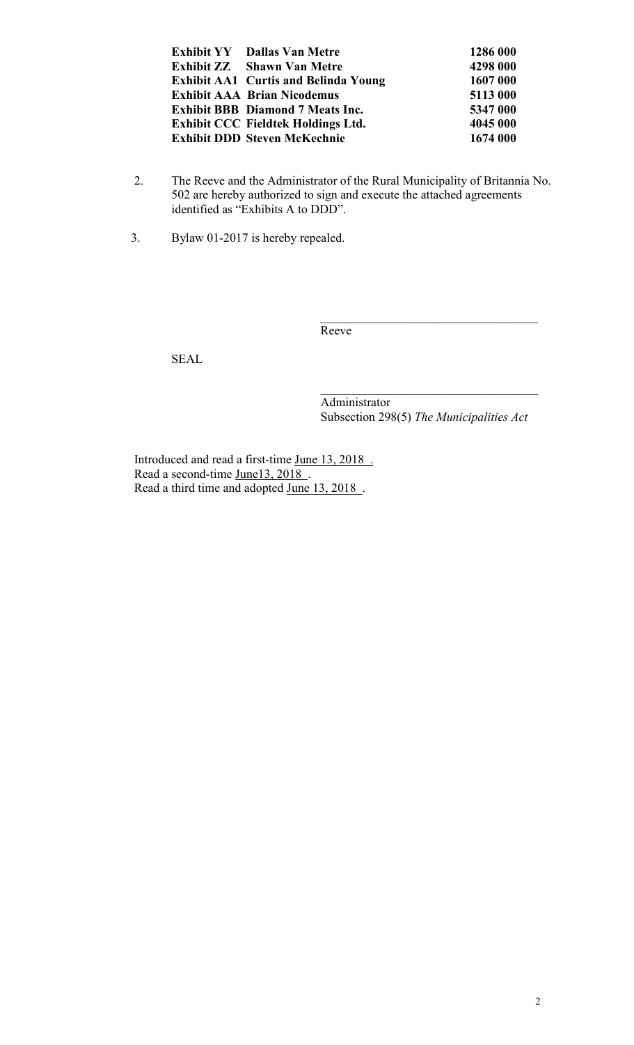| | | |
|---|---|---|
| **Exhibit YY** | **Dallas Van Metre** | **1286 000** |
| **Exhibit ZZ** | **Shawn Van Metre** | **4298 000** |
| **Exhibit AA1** | **Curtis and Belinda Young** | **1607 000** |
| **Exhibit AAA** | **Brian Nicodemus** | **5113 000** |
| **Exhibit BBB** | **Diamond 7 Meats Inc.** | **5347 000** |
| **Exhibit CCC** | **Fieldtek Holdings Ltd.** | **4045 000** |
| **Exhibit DDD** | **Steven McKechnie** | **1674 000** |

2. The Reeve and the Administrator of the Rural Municipality of Britannia No. 502 are hereby authorized to sign and execute the attached agreements identified as "Exhibits A to DDD".

3. Bylaw 01-2017 is hereby repealed.

\_\_\_\_\_\_\_\_\_\_\_\_\_\_\_\_\_\_\_\_\_\_\_\_\_\_\_\_\_\_\_\_\_\_\_

Reeve

SEAL

\_\_\_\_\_\_\_\_\_\_\_\_\_\_\_\_\_\_\_\_\_\_\_\_\_\_\_\_\_\_\_\_\_\_\_

Administrator
Subsection 298(5) *The Municipalities Act*

Introduced and read a first-time June 13, 2018 .
Read a second-time June13, 2018 .
Read a third time and adopted June 13, 2018 .